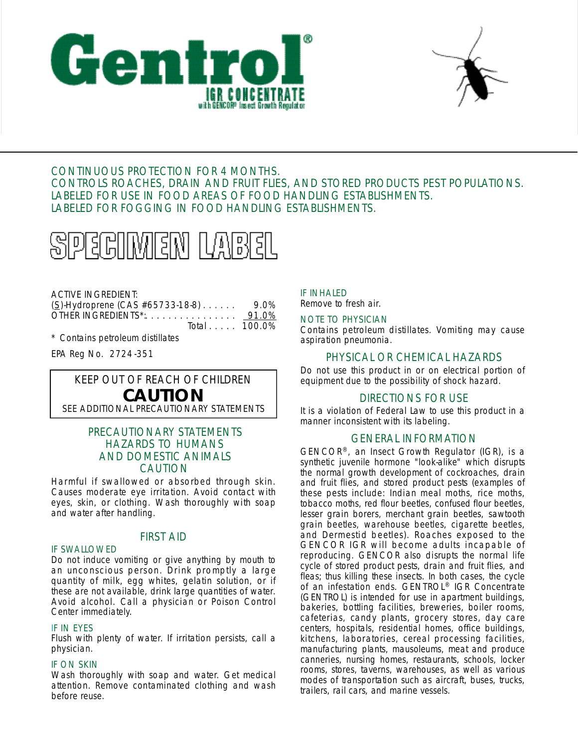# Gentrol®

**IGR CONCENTRATE**
with GENCOR® Insect Growth Regulator

CONTINUOUS PROTECTION FOR 4 MONTHS.
CONTROLS ROACHES, DRAIN AND FRUIT FLIES, AND STORED PRODUCTS PEST POPULATIONS.
LABELED FOR USE IN FOOD AREAS OF FOOD HANDLING ESTABLISHMENTS.
LABELED FOR FOGGING IN FOOD HANDLING ESTABLISHMENTS.

# SPECIMEN LABEL

| ACTIVE INGREDIENT: | |
|---|---|
| (S)-Hydroprene (CAS #65733-18-8) | 9.0% |
| OTHER INGREDIENTS*: | 91.0% |
| Total | 100.0% |

\* Contains petroleum distillates

EPA Reg No. 2724-351

**KEEP OUT OF REACH OF CHILDREN**
**CAUTION**
SEE ADDITIONAL PRECAUTIONARY STATEMENTS

## PRECAUTIONARY STATEMENTS HAZARDS TO HUMANS AND DOMESTIC ANIMALS CAUTION

Harmful if swallowed or absorbed through skin. Causes moderate eye irritation. Avoid contact with eyes, skin, or clothing. Wash thoroughly with soap and water after handling.

## FIRST AID

### IF SWALLOWED

Do not induce vomiting or give anything by mouth to an unconscious person. Drink promptly a large quantity of milk, egg whites, gelatin solution, or if these are not available, drink large quantities of water. Avoid alcohol. Call a physician or Poison Control Center immediately.

### IF IN EYES

Flush with plenty of water. If irritation persists, call a physician.

### IF ON SKIN

Wash thoroughly with soap and water. Get medical attention. Remove contaminated clothing and wash before reuse.

### IF INHALED

Remove to fresh air.

### NOTE TO PHYSICIAN

Contains petroleum distillates. Vomiting may cause aspiration pneumonia.

## PHYSICAL OR CHEMICAL HAZARDS

Do not use this product in or on electrical portion of equipment due to the possibility of shock hazard.

## DIRECTIONS FOR USE

It is a violation of Federal Law to use this product in a manner inconsistent with its labeling.

## GENERAL INFORMATION

GENCOR®, an Insect Growth Regulator (IGR), is a synthetic juvenile hormone "look-alike" which disrupts the normal growth development of cockroaches, drain and fruit flies, and stored product pests (examples of these pests include: Indian meal moths, rice moths, tobacco moths, red flour beetles, confused flour beetles, lesser grain borers, merchant grain beetles, sawtooth grain beetles, warehouse beetles, cigarette beetles, and Dermestid beetles). Roaches exposed to the GENCOR IGR will become adults incapable of reproducing. GENCOR also disrupts the normal life cycle of stored product pests, drain and fruit flies, and fleas; thus killing these insects. In both cases, the cycle of an infestation ends. GENTROL® IGR Concentrate (GENTROL) is intended for use in apartment buildings, bakeries, bottling facilities, breweries, boiler rooms, cafeterias, candy plants, grocery stores, day care centers, hospitals, residential homes, office buildings, kitchens, laboratories, cereal processing facilities, manufacturing plants, mausoleums, meat and produce canneries, nursing homes, restaurants, schools, locker rooms, stores, taverns, warehouses, as well as various modes of transportation such as aircraft, buses, trucks, trailers, rail cars, and marine vessels.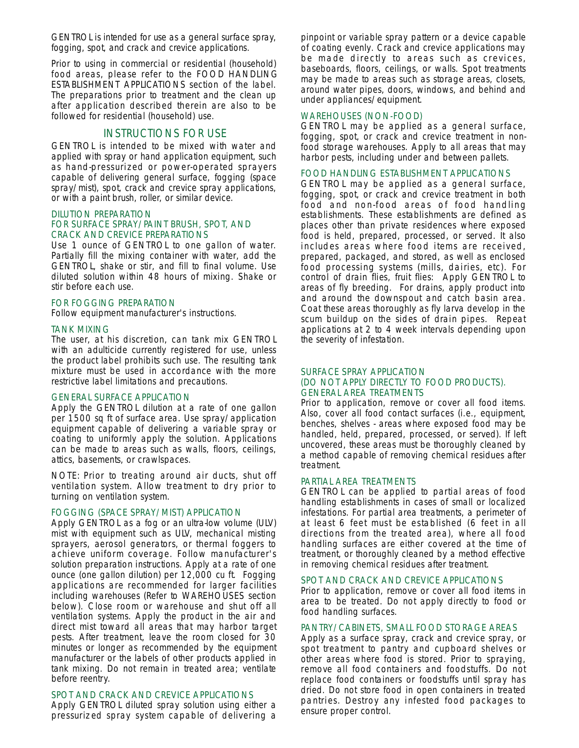GENTROL is intended for use as a general surface spray, fogging, spot, and crack and crevice applications.

Prior to using in commercial or residential (household) food areas, please refer to the FOOD HANDLING ESTABLISHMENT APPLICATIONS section of the label. The preparations prior to treatment and the clean up after application described therein are also to be followed for residential (household) use.

## INSTRUCTIONS FOR USE

GENTROL is intended to be mixed with water and applied with spray or hand application equipment, such as hand-pressurized or power-operated sprayers capable of delivering general surface, fogging (space spray/mist), spot, crack and crevice spray applications, or with a paint brush, roller, or similar device.

### DILUTION PREPARATION
### FOR SURFACE SPRAY/PAINT BRUSH, SPOT, AND CRACK AND CREVICE PREPARATIONS

Use 1 ounce of GENTROL to one gallon of water. Partially fill the mixing container with water, add the GENTROL, shake or stir, and fill to final volume. Use diluted solution within 48 hours of mixing. Shake or stir before each use.

### FOR FOGGING PREPARATION

Follow equipment manufacturer's instructions.

### TANK MIXING

The user, at his discretion, can tank mix GENTROL with an adulticide currently registered for use, unless the product label prohibits such use. The resulting tank mixture must be used in accordance with the more restrictive label limitations and precautions.

### GENERAL SURFACE APPLICATION

Apply the GENTROL dilution at a rate of one gallon per 1500 sq ft of surface area. Use spray/application equipment capable of delivering a variable spray or coating to uniformly apply the solution. Applications can be made to areas such as walls, floors, ceilings, attics, basements, or crawlspaces.

NOTE: Prior to treating around air ducts, shut off ventilation system. Allow treatment to dry prior to turning on ventilation system.

### FOGGING (SPACE SPRAY/MIST) APPLICATION

Apply GENTROL as a fog or an ultra-low volume (ULV) mist with equipment such as ULV, mechanical misting sprayers, aerosol generators, or thermal foggers to achieve uniform coverage. Follow manufacturer's solution preparation instructions. Apply at a rate of one ounce (one gallon dilution) per 12,000 cu ft. Fogging applications are recommended for larger facilities including warehouses (Refer to WAREHOUSES section below). Close room or warehouse and shut off all ventilation systems. Apply the product in the air and direct mist toward all areas that may harbor target pests. After treatment, leave the room closed for 30 minutes or longer as recommended by the equipment manufacturer or the labels of other products applied in tank mixing. Do not remain in treated area; ventilate before reentry.

### SPOT AND CRACK AND CREVICE APPLICATIONS

Apply GENTROL diluted spray solution using either a pressurized spray system capable of delivering a pinpoint or variable spray pattern or a device capable of coating evenly. Crack and crevice applications may be made directly to areas such as crevices, baseboards, floors, ceilings, or walls. Spot treatments may be made to areas such as storage areas, closets, around water pipes, doors, windows, and behind and under appliances/equipment.

### WAREHOUSES (NON-FOOD)

GENTROL may be applied as a general surface, fogging, spot, or crack and crevice treatment in non-food storage warehouses. Apply to all areas that may harbor pests, including under and between pallets.

### FOOD HANDLING ESTABLISHMENT APPLICATIONS

GENTROL may be applied as a general surface, fogging, spot, or crack and crevice treatment in both food and non-food areas of food handling establishments. These establishments are defined as places other than private residences where exposed food is held, prepared, processed, or served. It also includes areas where food items are received, prepared, packaged, and stored, as well as enclosed food processing systems (mills, dairies, etc). For control of drain flies, fruit flies: Apply GENTROL to areas of fly breeding. For drains, apply product into and around the downspout and catch basin area. Coat these areas thoroughly as fly larva develop in the scum buildup on the sides of drain pipes. Repeat applications at 2 to 4 week intervals depending upon the severity of infestation.

### SURFACE SPRAY APPLICATION
### (DO NOT APPLY DIRECTLY TO FOOD PRODUCTS).
### GENERAL AREA TREATMENTS

Prior to application, remove or cover all food items. Also, cover all food contact surfaces (i.e., equipment, benches, shelves - areas where exposed food may be handled, held, prepared, processed, or served). If left uncovered, these areas must be thoroughly cleaned by a method capable of removing chemical residues after treatment.

### PARTIAL AREA TREATMENTS

GENTROL can be applied to partial areas of food handling establishments in cases of small or localized infestations. For partial area treatments, a perimeter of at least 6 feet must be established (6 feet in all directions from the treated area), where all food handling surfaces are either covered at the time of treatment, or thoroughly cleaned by a method effective in removing chemical residues after treatment.

### SPOT AND CRACK AND CREVICE APPLICATIONS

Prior to application, remove or cover all food items in area to be treated. Do not apply directly to food or food handling surfaces.

### PANTRY/CABINETS, SMALL FOOD STORAGE AREAS

Apply as a surface spray, crack and crevice spray, or spot treatment to pantry and cupboard shelves or other areas where food is stored. Prior to spraying, remove all food containers and foodstuffs. Do not replace food containers or foodstuffs until spray has dried. Do not store food in open containers in treated pantries. Destroy any infested food packages to ensure proper control.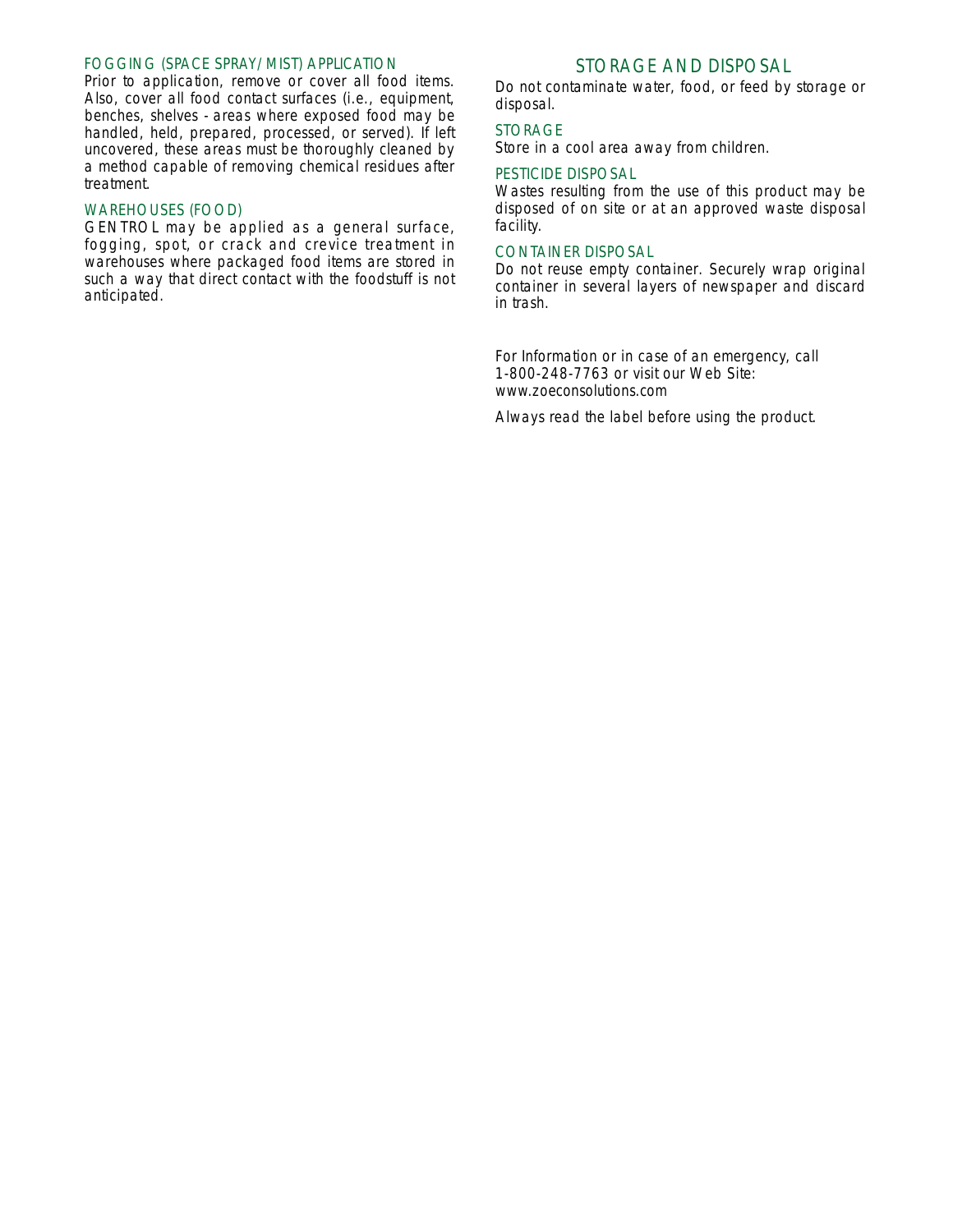### FOGGING (SPACE SPRAY/MIST) APPLICATION

Prior to application, remove or cover all food items. Also, cover all food contact surfaces (i.e., equipment, benches, shelves - areas where exposed food may be handled, held, prepared, processed, or served). If left uncovered, these areas must be thoroughly cleaned by a method capable of removing chemical residues after treatment.

### WAREHOUSES (FOOD)

GENTROL may be applied as a general surface, fogging, spot, or crack and crevice treatment in warehouses where packaged food items are stored in such a way that direct contact with the foodstuff is not anticipated.

## STORAGE AND DISPOSAL

Do not contaminate water, food, or feed by storage or disposal.

### STORAGE

Store in a cool area away from children.

### PESTICIDE DISPOSAL

Wastes resulting from the use of this product may be disposed of on site or at an approved waste disposal facility.

### CONTAINER DISPOSAL

Do not reuse empty container. Securely wrap original container in several layers of newspaper and discard in trash.

For Information or in case of an emergency, call 1-800-248-7763 or visit our Web Site: www.zoeconsolutions.com

Always read the label before using the product.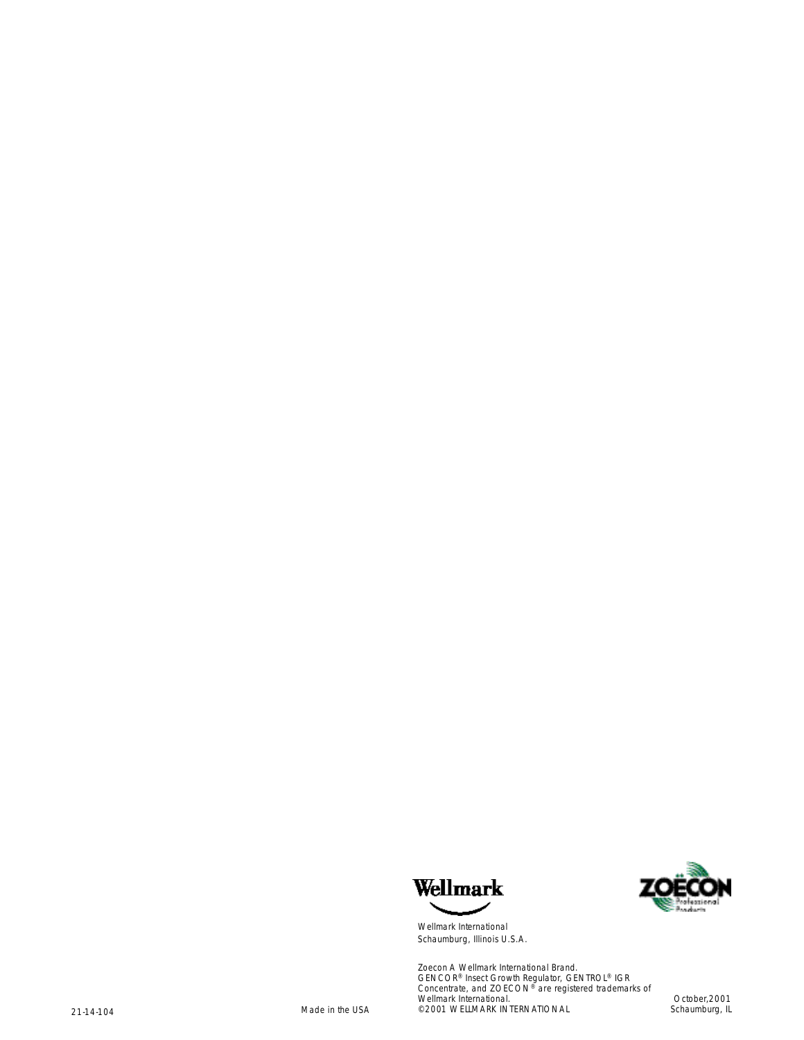Wellmark

ZOËCON Professional Products

Wellmark International
Schaumburg, Illinois U.S.A.

Zoecon A Wellmark International Brand.
GENCOR® Insect Growth Regulator, GENTROL® IGR Concentrate, and ZOECON® are registered trademarks of Wellmark International.
©2001 WELLMARK INTERNATIONAL

October,2001
Schaumburg, IL

21-14-104

Made in the USA